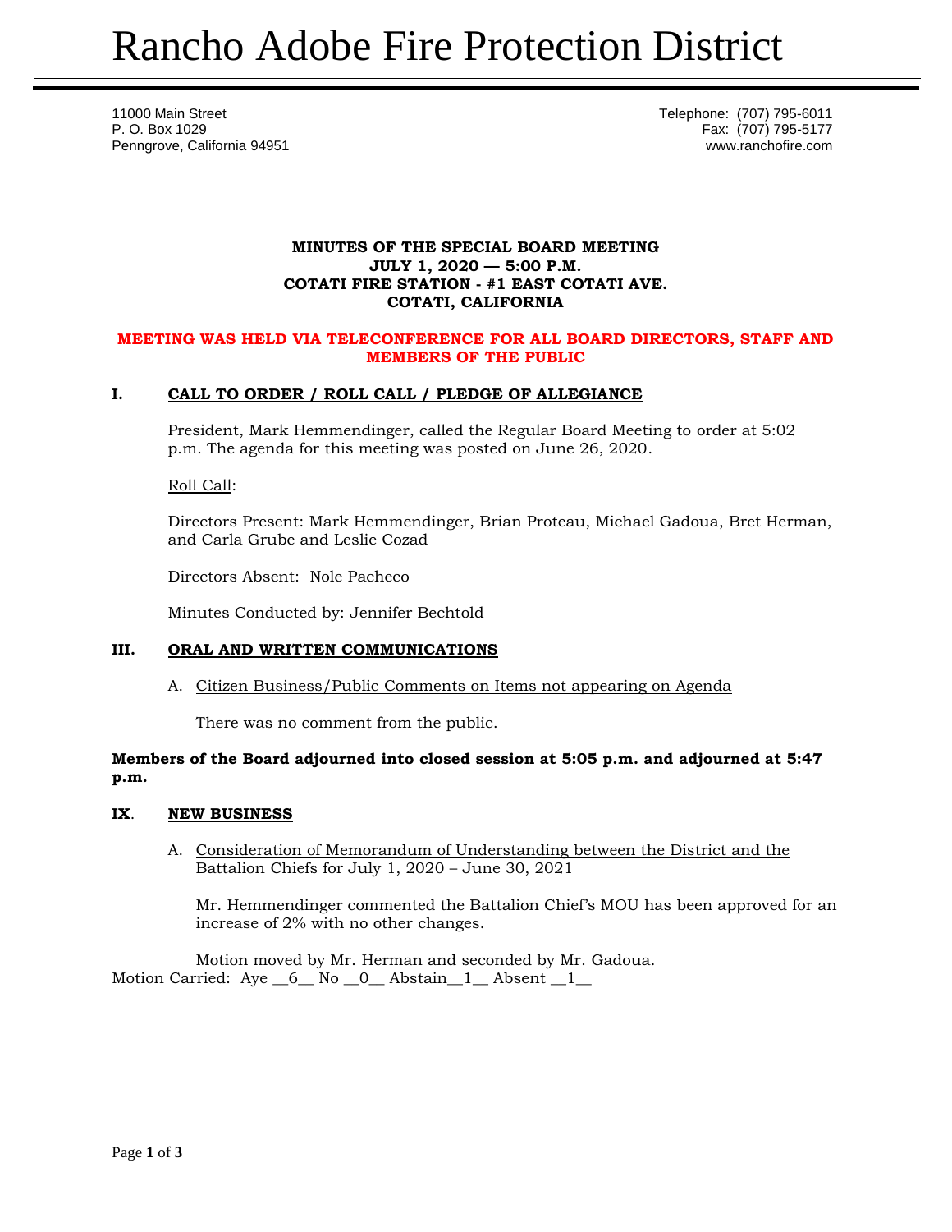# Rancho Adobe Fire Protection District

11000 Main Street
P. O. Box 1029
Penngrove, California 94951

Telephone: (707) 795-6011
Fax: (707) 795-5177
www.ranchofire.com

**MINUTES OF THE SPECIAL BOARD MEETING**
**JULY 1, 2020 — 5:00 P.M.**
**COTATI FIRE STATION - #1 EAST COTATI AVE.**
**COTATI, CALIFORNIA**

**MEETING WAS HELD VIA TELECONFERENCE FOR ALL BOARD DIRECTORS, STAFF AND MEMBERS OF THE PUBLIC**

## I. CALL TO ORDER / ROLL CALL / PLEDGE OF ALLEGIANCE

President, Mark Hemmendinger, called the Regular Board Meeting to order at 5:02 p.m. The agenda for this meeting was posted on June 26, 2020.

Roll Call:

Directors Present: Mark Hemmendinger, Brian Proteau, Michael Gadoua, Bret Herman, and Carla Grube and Leslie Cozad

Directors Absent: Nole Pacheco

Minutes Conducted by: Jennifer Bechtold

## III. ORAL AND WRITTEN COMMUNICATIONS

A. Citizen Business/Public Comments on Items not appearing on Agenda

There was no comment from the public.

**Members of the Board adjourned into closed session at 5:05 p.m. and adjourned at 5:47 p.m.**

## IX. NEW BUSINESS

A. Consideration of Memorandum of Understanding between the District and the Battalion Chiefs for July 1, 2020 – June 30, 2021

Mr. Hemmendinger commented the Battalion Chief's MOU has been approved for an increase of 2% with no other changes.

Motion moved by Mr. Herman and seconded by Mr. Gadoua.
Motion Carried: Aye __6__ No __0__ Abstain__1__ Absent __1__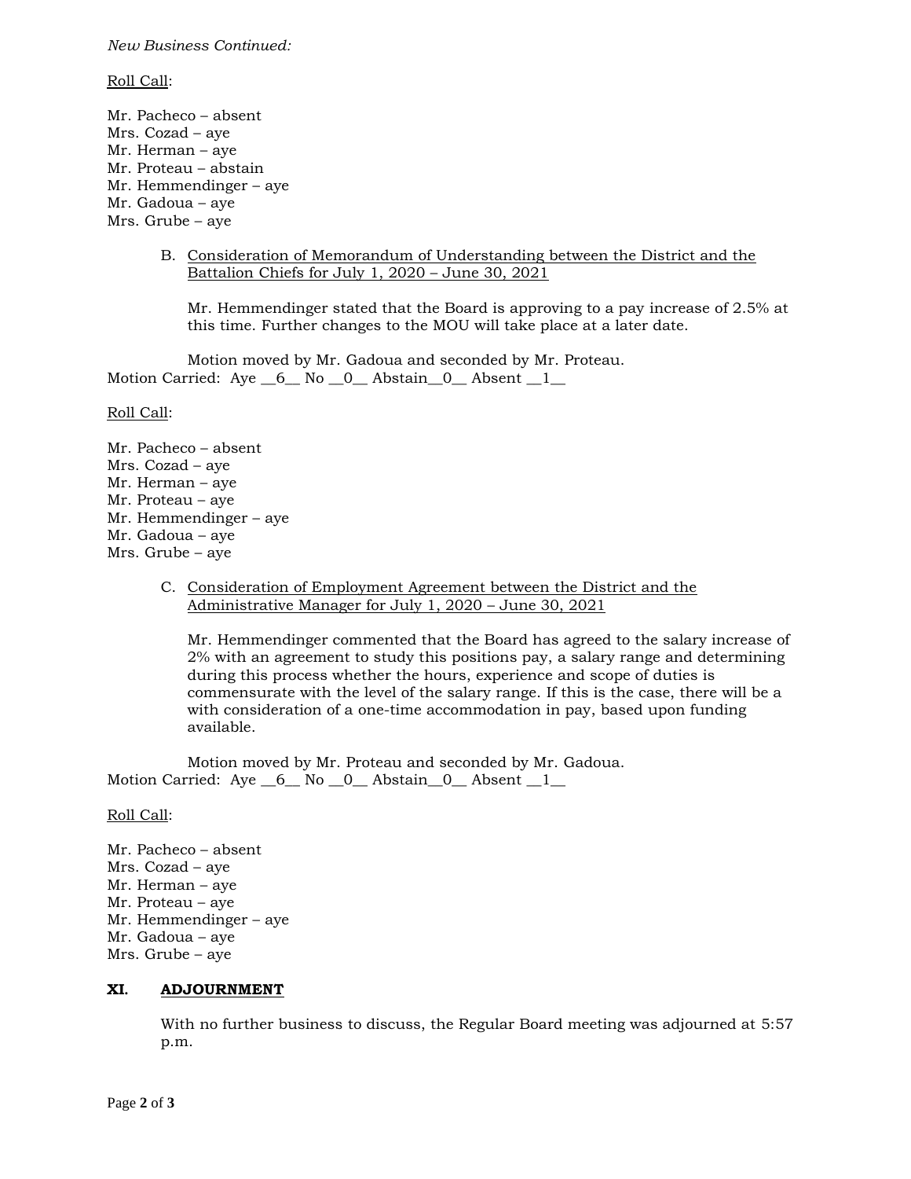*New Business Continued:*

Roll Call:

Mr. Pacheco – absent
Mrs. Cozad – aye
Mr. Herman – aye
Mr. Proteau – abstain
Mr. Hemmendinger – aye
Mr. Gadoua – aye
Mrs. Grube – aye

B. Consideration of Memorandum of Understanding between the District and the Battalion Chiefs for July 1, 2020 – June 30, 2021

Mr. Hemmendinger stated that the Board is approving to a pay increase of 2.5% at this time. Further changes to the MOU will take place at a later date.

Motion moved by Mr. Gadoua and seconded by Mr. Proteau.
Motion Carried: Aye __6__ No __0__ Abstain__0__ Absent __1__

Roll Call:

Mr. Pacheco – absent
Mrs. Cozad – aye
Mr. Herman – aye
Mr. Proteau – aye
Mr. Hemmendinger – aye
Mr. Gadoua – aye
Mrs. Grube – aye

C. Consideration of Employment Agreement between the District and the Administrative Manager for July 1, 2020 – June 30, 2021

Mr. Hemmendinger commented that the Board has agreed to the salary increase of 2% with an agreement to study this positions pay, a salary range and determining during this process whether the hours, experience and scope of duties is commensurate with the level of the salary range. If this is the case, there will be a with consideration of a one-time accommodation in pay, based upon funding available.

Motion moved by Mr. Proteau and seconded by Mr. Gadoua.
Motion Carried: Aye __6__ No __0__ Abstain__0__ Absent __1__

Roll Call:

Mr. Pacheco – absent
Mrs. Cozad – aye
Mr. Herman – aye
Mr. Proteau – aye
Mr. Hemmendinger – aye
Mr. Gadoua – aye
Mrs. Grube – aye

## XI. ADJOURNMENT

With no further business to discuss, the Regular Board meeting was adjourned at 5:57 p.m.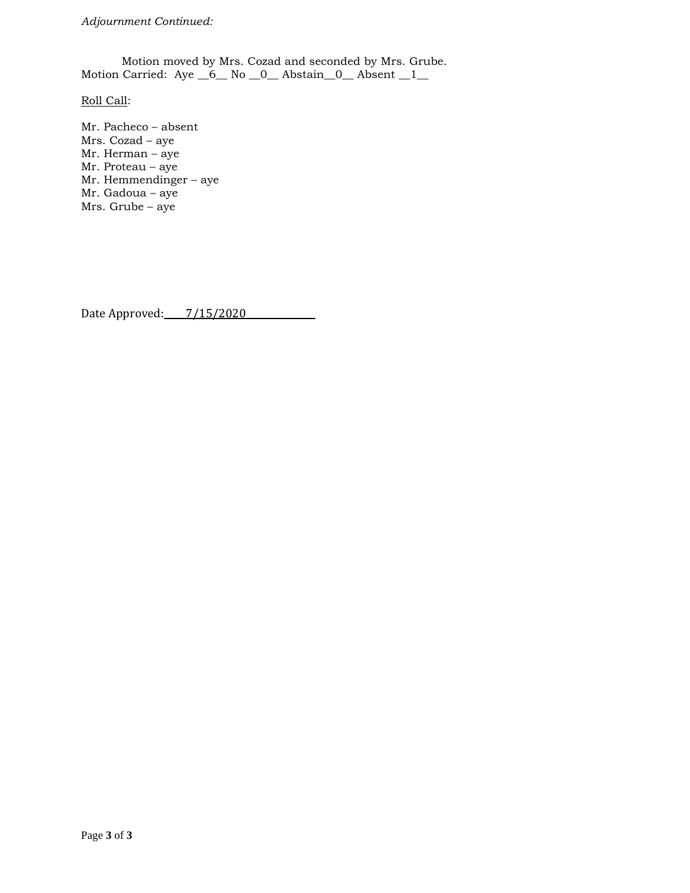*Adjournment Continued:*

Motion moved by Mrs. Cozad and seconded by Mrs. Grube.
Motion Carried: Aye __6__ No __0__ Abstain__0__ Absent __1__

Roll Call:

Mr. Pacheco – absent
Mrs. Cozad – aye
Mr. Herman – aye
Mr. Proteau – aye
Mr. Hemmendinger – aye
Mr. Gadoua – aye
Mrs. Grube – aye

Date Approved: 7/15/2020